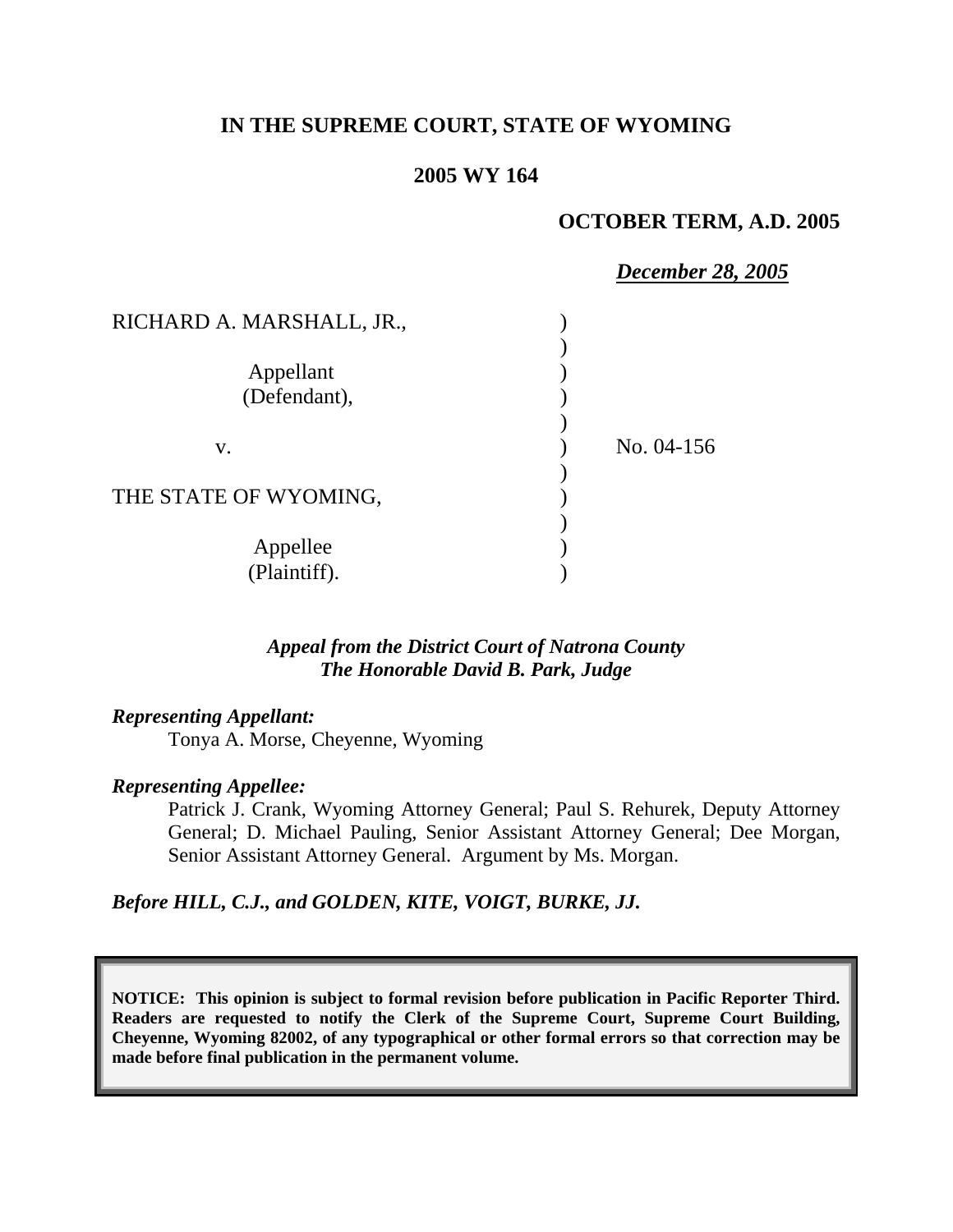**IN THE SUPREME COURT, STATE OF WYOMING**

**2005 WY 164**

**OCTOBER TERM, A.D. 2005**

***December 28, 2005***

RICHARD A. MARSHALL, JR.,

Appellant (Defendant),

v.

THE STATE OF WYOMING,

Appellee (Plaintiff).

No. 04-156

***Appeal from the District Court of Natrona County***
***The Honorable David B. Park, Judge***

***Representing Appellant:***

Tonya A. Morse, Cheyenne, Wyoming

***Representing Appellee:***

Patrick J. Crank, Wyoming Attorney General; Paul S. Rehurek, Deputy Attorney General; D. Michael Pauling, Senior Assistant Attorney General; Dee Morgan, Senior Assistant Attorney General. Argument by Ms. Morgan.

***Before HILL, C.J., and GOLDEN, KITE, VOIGT, BURKE, JJ.***

**NOTICE: This opinion is subject to formal revision before publication in Pacific Reporter Third. Readers are requested to notify the Clerk of the Supreme Court, Supreme Court Building, Cheyenne, Wyoming 82002, of any typographical or other formal errors so that correction may be made before final publication in the permanent volume.**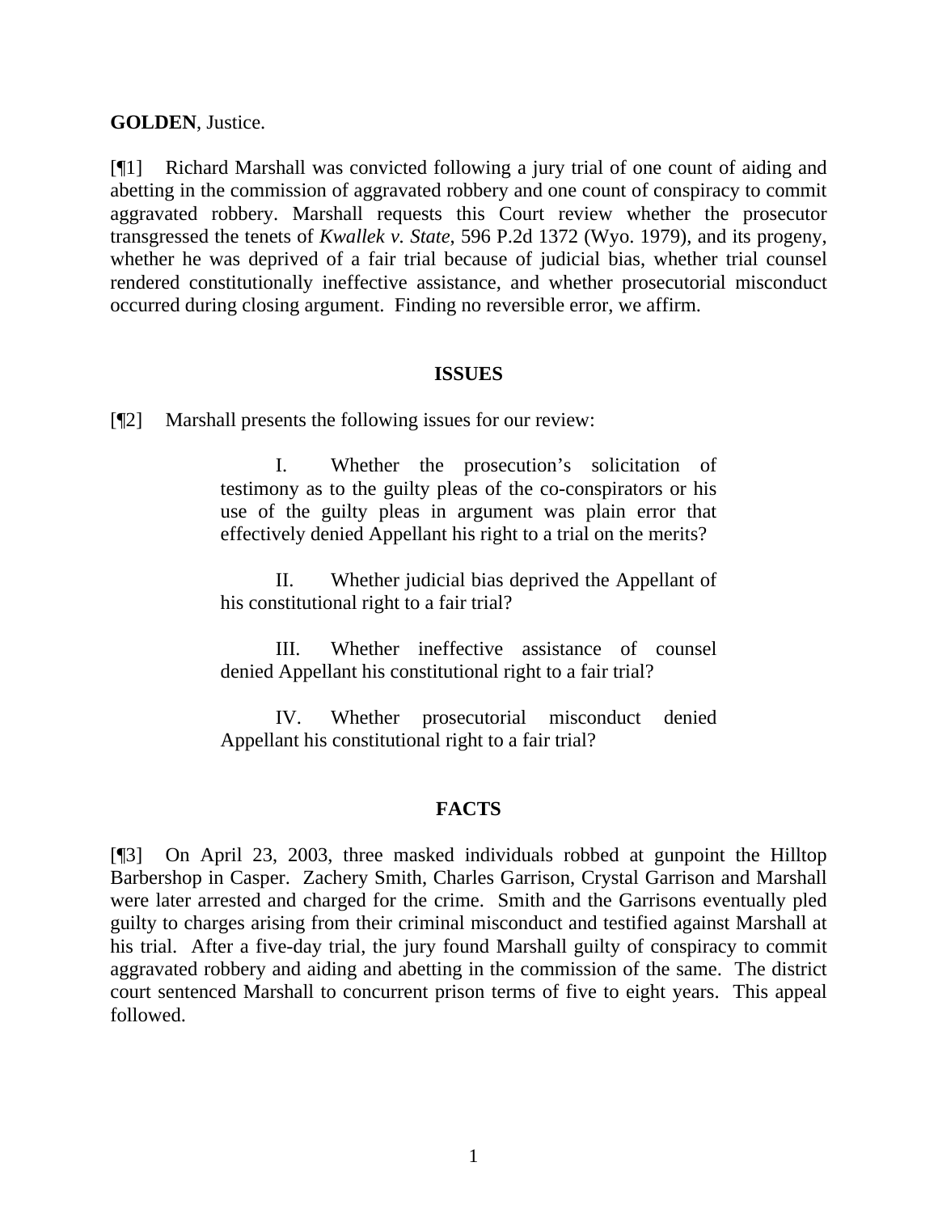**GOLDEN**, Justice.

[¶1] Richard Marshall was convicted following a jury trial of one count of aiding and abetting in the commission of aggravated robbery and one count of conspiracy to commit aggravated robbery. Marshall requests this Court review whether the prosecutor transgressed the tenets of *Kwallek v. State*, 596 P.2d 1372 (Wyo. 1979), and its progeny, whether he was deprived of a fair trial because of judicial bias, whether trial counsel rendered constitutionally ineffective assistance, and whether prosecutorial misconduct occurred during closing argument. Finding no reversible error, we affirm.

## ISSUES

[¶2] Marshall presents the following issues for our review:

> I. Whether the prosecution's solicitation of testimony as to the guilty pleas of the co-conspirators or his use of the guilty pleas in argument was plain error that effectively denied Appellant his right to a trial on the merits?
>
> II. Whether judicial bias deprived the Appellant of his constitutional right to a fair trial?
>
> III. Whether ineffective assistance of counsel denied Appellant his constitutional right to a fair trial?
>
> IV. Whether prosecutorial misconduct denied Appellant his constitutional right to a fair trial?

## FACTS

[¶3] On April 23, 2003, three masked individuals robbed at gunpoint the Hilltop Barbershop in Casper. Zachery Smith, Charles Garrison, Crystal Garrison and Marshall were later arrested and charged for the crime. Smith and the Garrisons eventually pled guilty to charges arising from their criminal misconduct and testified against Marshall at his trial. After a five-day trial, the jury found Marshall guilty of conspiracy to commit aggravated robbery and aiding and abetting in the commission of the same. The district court sentenced Marshall to concurrent prison terms of five to eight years. This appeal followed.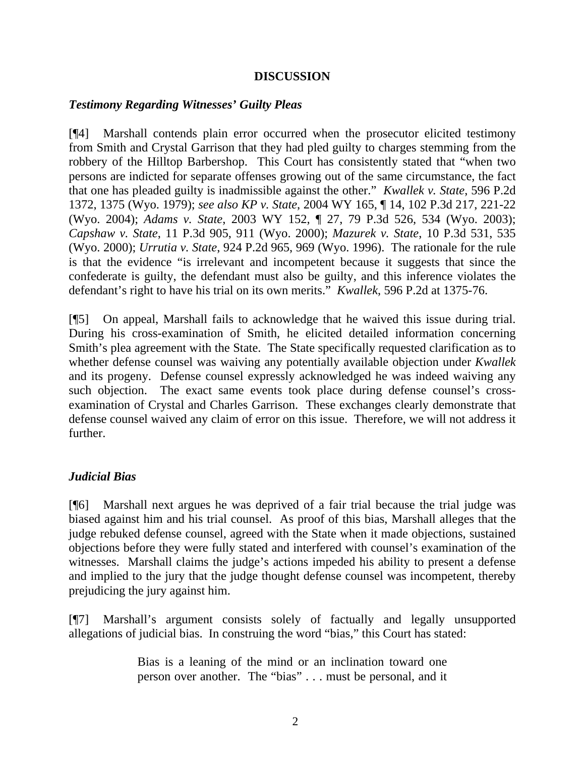**DISCUSSION**

### *Testimony Regarding Witnesses' Guilty Pleas*

[¶4] Marshall contends plain error occurred when the prosecutor elicited testimony from Smith and Crystal Garrison that they had pled guilty to charges stemming from the robbery of the Hilltop Barbershop. This Court has consistently stated that "when two persons are indicted for separate offenses growing out of the same circumstance, the fact that one has pleaded guilty is inadmissible against the other." *Kwallek v. State*, 596 P.2d 1372, 1375 (Wyo. 1979); *see also KP v. State*, 2004 WY 165, ¶ 14, 102 P.3d 217, 221-22 (Wyo. 2004); *Adams v. State*, 2003 WY 152, ¶ 27, 79 P.3d 526, 534 (Wyo. 2003); *Capshaw v. State*, 11 P.3d 905, 911 (Wyo. 2000); *Mazurek v. State*, 10 P.3d 531, 535 (Wyo. 2000); *Urrutia v. State*, 924 P.2d 965, 969 (Wyo. 1996). The rationale for the rule is that the evidence "is irrelevant and incompetent because it suggests that since the confederate is guilty, the defendant must also be guilty, and this inference violates the defendant's right to have his trial on its own merits." *Kwallek*, 596 P.2d at 1375-76.

[¶5] On appeal, Marshall fails to acknowledge that he waived this issue during trial. During his cross-examination of Smith, he elicited detailed information concerning Smith's plea agreement with the State. The State specifically requested clarification as to whether defense counsel was waiving any potentially available objection under *Kwallek* and its progeny. Defense counsel expressly acknowledged he was indeed waiving any such objection. The exact same events took place during defense counsel's cross-examination of Crystal and Charles Garrison. These exchanges clearly demonstrate that defense counsel waived any claim of error on this issue. Therefore, we will not address it further.

### *Judicial Bias*

[¶6] Marshall next argues he was deprived of a fair trial because the trial judge was biased against him and his trial counsel. As proof of this bias, Marshall alleges that the judge rebuked defense counsel, agreed with the State when it made objections, sustained objections before they were fully stated and interfered with counsel's examination of the witnesses. Marshall claims the judge's actions impeded his ability to present a defense and implied to the jury that the judge thought defense counsel was incompetent, thereby prejudicing the jury against him.

[¶7] Marshall's argument consists solely of factually and legally unsupported allegations of judicial bias. In construing the word "bias," this Court has stated:

> Bias is a leaning of the mind or an inclination toward one person over another. The "bias" . . . must be personal, and it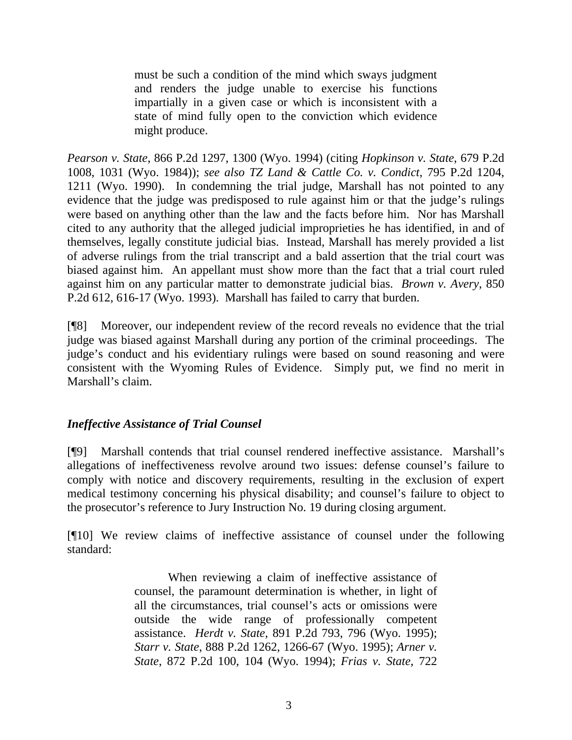> must be such a condition of the mind which sways judgment and renders the judge unable to exercise his functions impartially in a given case or which is inconsistent with a state of mind fully open to the conviction which evidence might produce.

*Pearson v. State*, 866 P.2d 1297, 1300 (Wyo. 1994) (citing *Hopkinson v. State*, 679 P.2d 1008, 1031 (Wyo. 1984)); *see also TZ Land & Cattle Co. v. Condict*, 795 P.2d 1204, 1211 (Wyo. 1990). In condemning the trial judge, Marshall has not pointed to any evidence that the judge was predisposed to rule against him or that the judge's rulings were based on anything other than the law and the facts before him. Nor has Marshall cited to any authority that the alleged judicial improprieties he has identified, in and of themselves, legally constitute judicial bias. Instead, Marshall has merely provided a list of adverse rulings from the trial transcript and a bald assertion that the trial court was biased against him. An appellant must show more than the fact that a trial court ruled against him on any particular matter to demonstrate judicial bias. *Brown v. Avery*, 850 P.2d 612, 616-17 (Wyo. 1993). Marshall has failed to carry that burden.

[¶8] Moreover, our independent review of the record reveals no evidence that the trial judge was biased against Marshall during any portion of the criminal proceedings. The judge's conduct and his evidentiary rulings were based on sound reasoning and were consistent with the Wyoming Rules of Evidence. Simply put, we find no merit in Marshall's claim.

### *Ineffective Assistance of Trial Counsel*

[¶9] Marshall contends that trial counsel rendered ineffective assistance. Marshall's allegations of ineffectiveness revolve around two issues: defense counsel's failure to comply with notice and discovery requirements, resulting in the exclusion of expert medical testimony concerning his physical disability; and counsel's failure to object to the prosecutor's reference to Jury Instruction No. 19 during closing argument.

[¶10] We review claims of ineffective assistance of counsel under the following standard:

> When reviewing a claim of ineffective assistance of counsel, the paramount determination is whether, in light of all the circumstances, trial counsel's acts or omissions were outside the wide range of professionally competent assistance. *Herdt v. State*, 891 P.2d 793, 796 (Wyo. 1995); *Starr v. State*, 888 P.2d 1262, 1266-67 (Wyo. 1995); *Arner v. State*, 872 P.2d 100, 104 (Wyo. 1994); *Frias v. State*, 722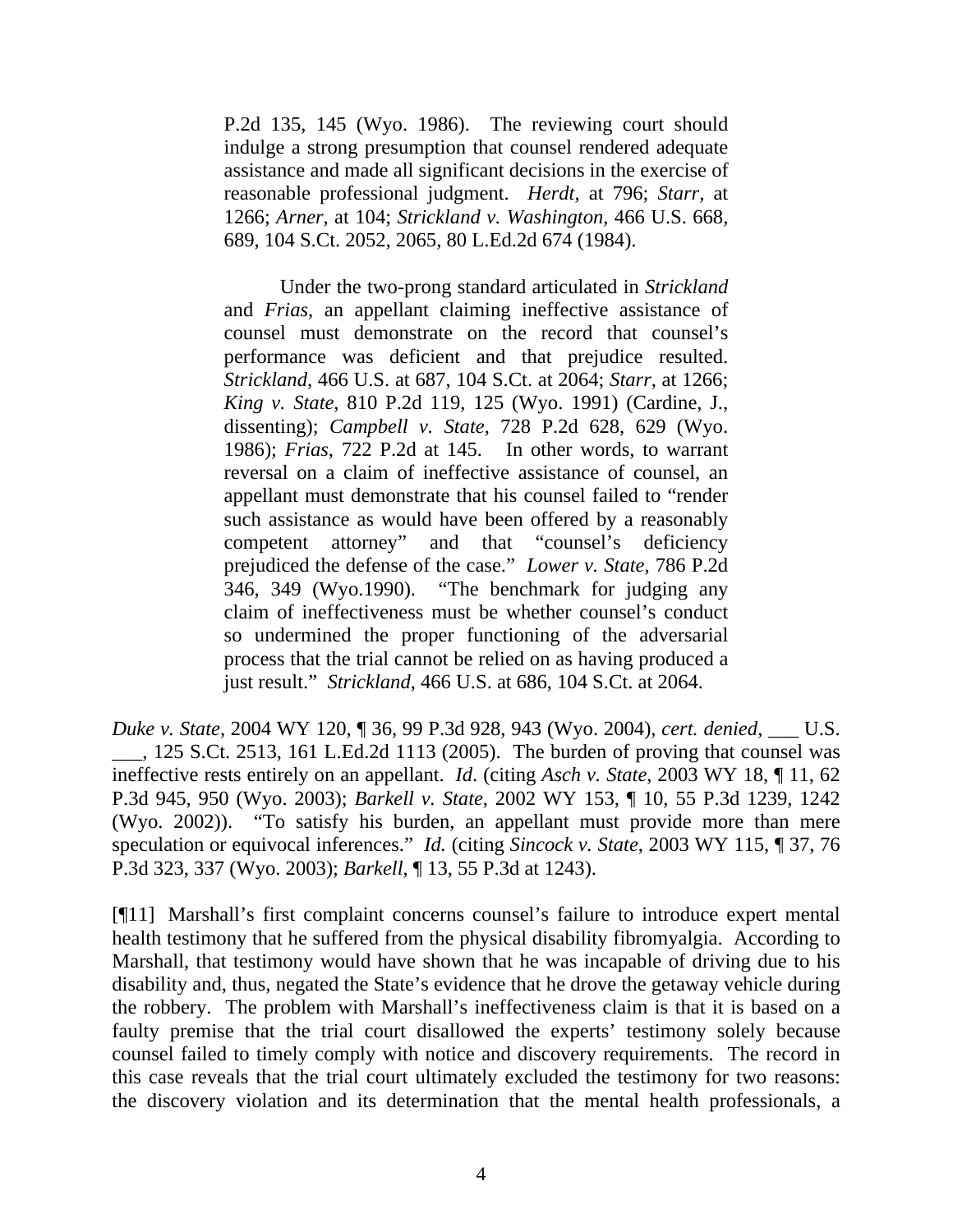> P.2d 135, 145 (Wyo. 1986). The reviewing court should indulge a strong presumption that counsel rendered adequate assistance and made all significant decisions in the exercise of reasonable professional judgment. *Herdt*, at 796; *Starr*, at 1266; *Arner*, at 104; *Strickland v. Washington*, 466 U.S. 668, 689, 104 S.Ct. 2052, 2065, 80 L.Ed.2d 674 (1984).
>
> Under the two-prong standard articulated in *Strickland* and *Frias*, an appellant claiming ineffective assistance of counsel must demonstrate on the record that counsel's performance was deficient and that prejudice resulted. *Strickland*, 466 U.S. at 687, 104 S.Ct. at 2064; *Starr*, at 1266; *King v. State*, 810 P.2d 119, 125 (Wyo. 1991) (Cardine, J., dissenting); *Campbell v. State*, 728 P.2d 628, 629 (Wyo. 1986); *Frias*, 722 P.2d at 145. In other words, to warrant reversal on a claim of ineffective assistance of counsel, an appellant must demonstrate that his counsel failed to "render such assistance as would have been offered by a reasonably competent attorney" and that "counsel's deficiency prejudiced the defense of the case." *Lower v. State*, 786 P.2d 346, 349 (Wyo.1990). "The benchmark for judging any claim of ineffectiveness must be whether counsel's conduct so undermined the proper functioning of the adversarial process that the trial cannot be relied on as having produced a just result." *Strickland*, 466 U.S. at 686, 104 S.Ct. at 2064.

*Duke v. State*, 2004 WY 120, ¶ 36, 99 P.3d 928, 943 (Wyo. 2004), *cert. denied*, ___ U.S. ___, 125 S.Ct. 2513, 161 L.Ed.2d 1113 (2005). The burden of proving that counsel was ineffective rests entirely on an appellant. *Id.* (citing *Asch v. State*, 2003 WY 18, ¶ 11, 62 P.3d 945, 950 (Wyo. 2003); *Barkell v. State*, 2002 WY 153, ¶ 10, 55 P.3d 1239, 1242 (Wyo. 2002)). "To satisfy his burden, an appellant must provide more than mere speculation or equivocal inferences." *Id.* (citing *Sincock v. State*, 2003 WY 115, ¶ 37, 76 P.3d 323, 337 (Wyo. 2003); *Barkell*, ¶ 13, 55 P.3d at 1243).

[¶11] Marshall's first complaint concerns counsel's failure to introduce expert mental health testimony that he suffered from the physical disability fibromyalgia. According to Marshall, that testimony would have shown that he was incapable of driving due to his disability and, thus, negated the State's evidence that he drove the getaway vehicle during the robbery. The problem with Marshall's ineffectiveness claim is that it is based on a faulty premise that the trial court disallowed the experts' testimony solely because counsel failed to timely comply with notice and discovery requirements. The record in this case reveals that the trial court ultimately excluded the testimony for two reasons: the discovery violation and its determination that the mental health professionals, a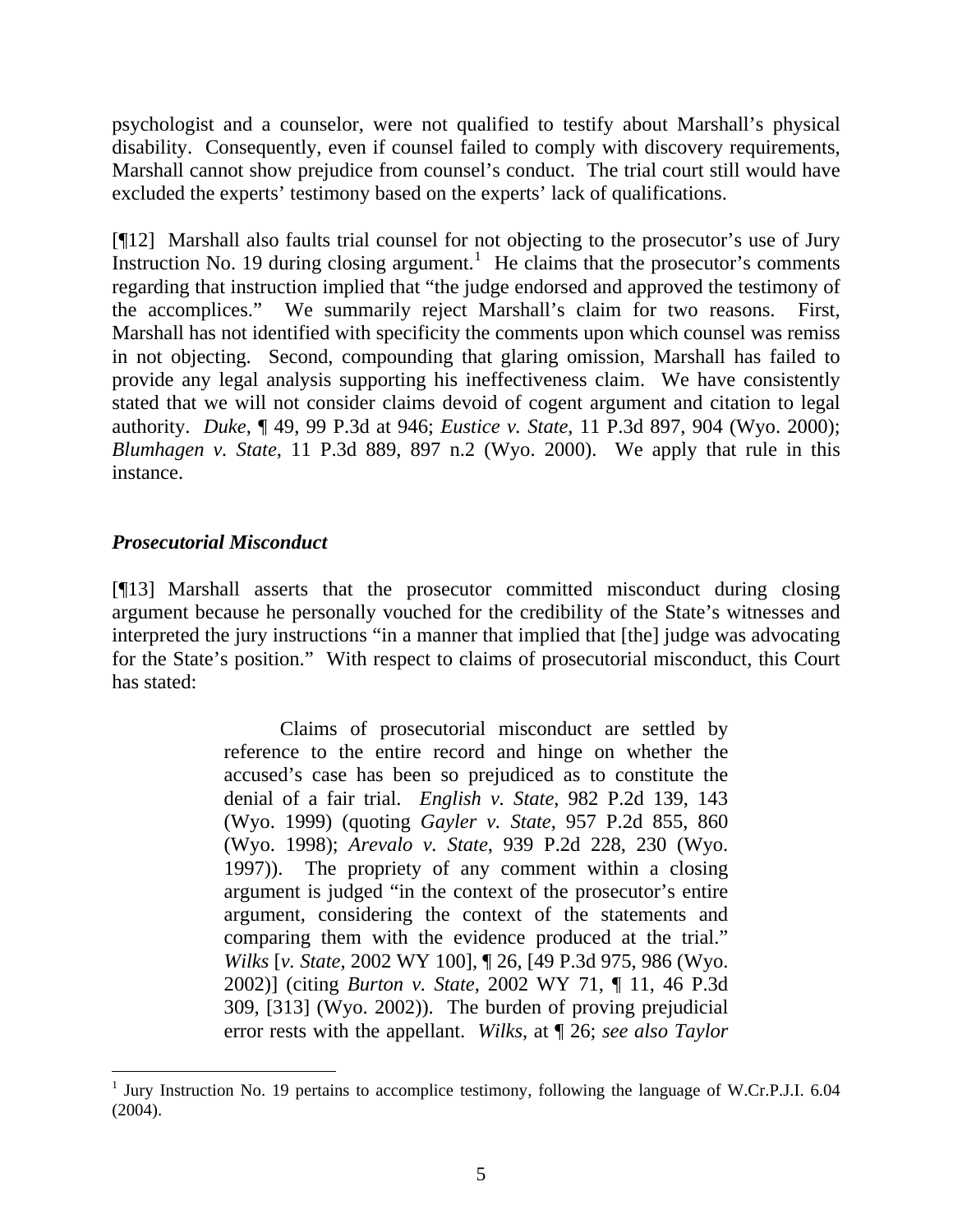psychologist and a counselor, were not qualified to testify about Marshall's physical disability. Consequently, even if counsel failed to comply with discovery requirements, Marshall cannot show prejudice from counsel's conduct. The trial court still would have excluded the experts' testimony based on the experts' lack of qualifications.

[¶12] Marshall also faults trial counsel for not objecting to the prosecutor's use of Jury Instruction No. 19 during closing argument.[1] He claims that the prosecutor's comments regarding that instruction implied that "the judge endorsed and approved the testimony of the accomplices." We summarily reject Marshall's claim for two reasons. First, Marshall has not identified with specificity the comments upon which counsel was remiss in not objecting. Second, compounding that glaring omission, Marshall has failed to provide any legal analysis supporting his ineffectiveness claim. We have consistently stated that we will not consider claims devoid of cogent argument and citation to legal authority. *Duke*, ¶ 49, 99 P.3d at 946; *Eustice v. State*, 11 P.3d 897, 904 (Wyo. 2000); *Blumhagen v. State*, 11 P.3d 889, 897 n.2 (Wyo. 2000). We apply that rule in this instance.

### *Prosecutorial Misconduct*

[¶13] Marshall asserts that the prosecutor committed misconduct during closing argument because he personally vouched for the credibility of the State's witnesses and interpreted the jury instructions "in a manner that implied that [the] judge was advocating for the State's position." With respect to claims of prosecutorial misconduct, this Court has stated:

> Claims of prosecutorial misconduct are settled by reference to the entire record and hinge on whether the accused's case has been so prejudiced as to constitute the denial of a fair trial. *English v. State*, 982 P.2d 139, 143 (Wyo. 1999) (quoting *Gayler v. State*, 957 P.2d 855, 860 (Wyo. 1998); *Arevalo v. State*, 939 P.2d 228, 230 (Wyo. 1997)). The propriety of any comment within a closing argument is judged "in the context of the prosecutor's entire argument, considering the context of the statements and comparing them with the evidence produced at the trial." *Wilks* [*v. State*, 2002 WY 100], ¶ 26, [49 P.3d 975, 986 (Wyo. 2002)] (citing *Burton v. State*, 2002 WY 71, ¶ 11, 46 P.3d 309, [313] (Wyo. 2002)). The burden of proving prejudicial error rests with the appellant. *Wilks*, at ¶ 26; *see also Taylor*

[1] Jury Instruction No. 19 pertains to accomplice testimony, following the language of W.Cr.P.J.I. 6.04 (2004).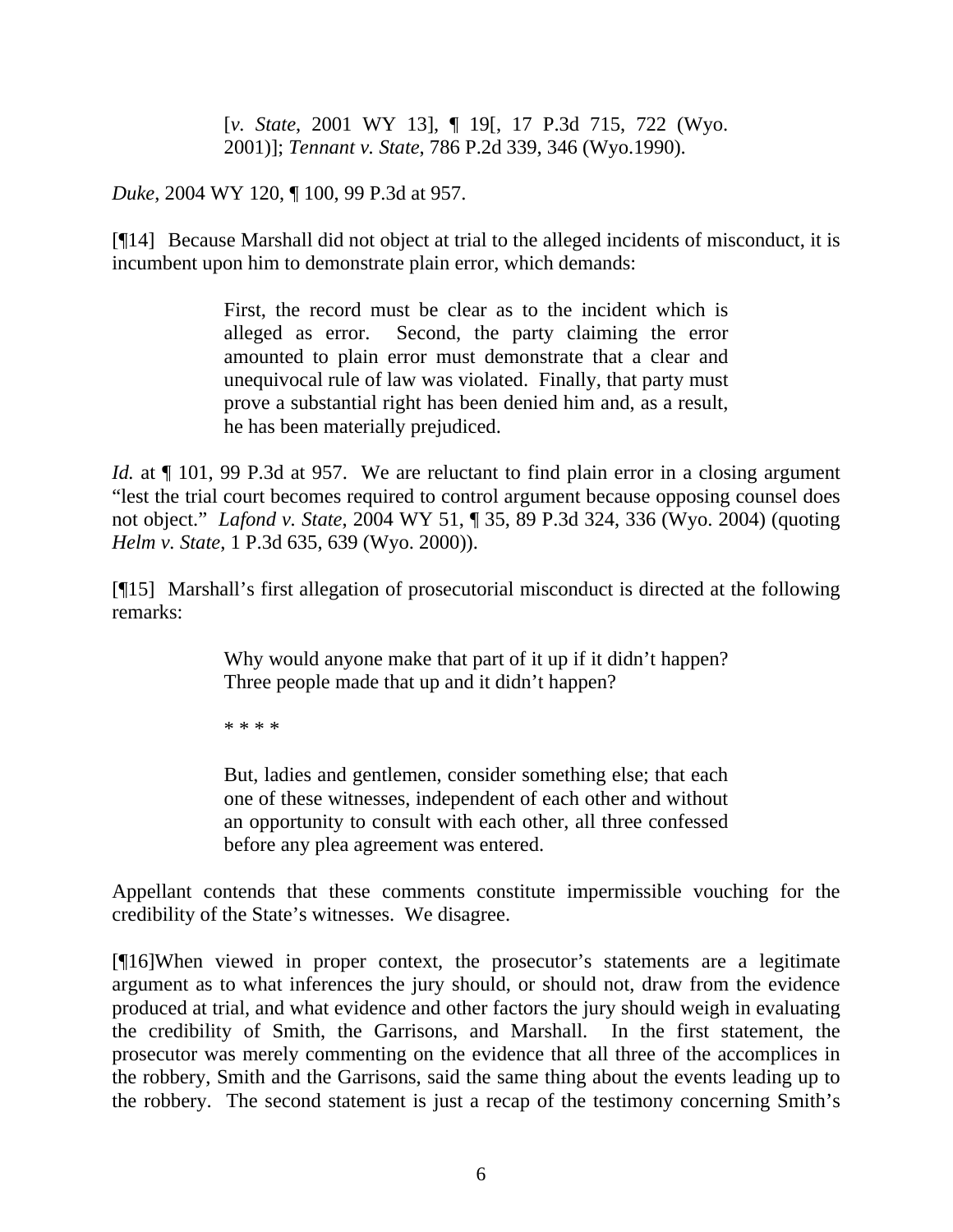> [*v. State*, 2001 WY 13], ¶ 19[, 17 P.3d 715, 722 (Wyo. 2001)]; *Tennant v. State*, 786 P.2d 339, 346 (Wyo.1990).

*Duke*, 2004 WY 120, ¶ 100, 99 P.3d at 957.

[¶14] Because Marshall did not object at trial to the alleged incidents of misconduct, it is incumbent upon him to demonstrate plain error, which demands:

> First, the record must be clear as to the incident which is alleged as error. Second, the party claiming the error amounted to plain error must demonstrate that a clear and unequivocal rule of law was violated. Finally, that party must prove a substantial right has been denied him and, as a result, he has been materially prejudiced.

*Id.* at ¶ 101, 99 P.3d at 957. We are reluctant to find plain error in a closing argument "lest the trial court becomes required to control argument because opposing counsel does not object." *Lafond v. State*, 2004 WY 51, ¶ 35, 89 P.3d 324, 336 (Wyo. 2004) (quoting *Helm v. State*, 1 P.3d 635, 639 (Wyo. 2000)).

[¶15] Marshall's first allegation of prosecutorial misconduct is directed at the following remarks:

> Why would anyone make that part of it up if it didn't happen? Three people made that up and it didn't happen?
>
> * * * *
>
> But, ladies and gentlemen, consider something else; that each one of these witnesses, independent of each other and without an opportunity to consult with each other, all three confessed before any plea agreement was entered.

Appellant contends that these comments constitute impermissible vouching for the credibility of the State's witnesses. We disagree.

[¶16]When viewed in proper context, the prosecutor's statements are a legitimate argument as to what inferences the jury should, or should not, draw from the evidence produced at trial, and what evidence and other factors the jury should weigh in evaluating the credibility of Smith, the Garrisons, and Marshall. In the first statement, the prosecutor was merely commenting on the evidence that all three of the accomplices in the robbery, Smith and the Garrisons, said the same thing about the events leading up to the robbery. The second statement is just a recap of the testimony concerning Smith's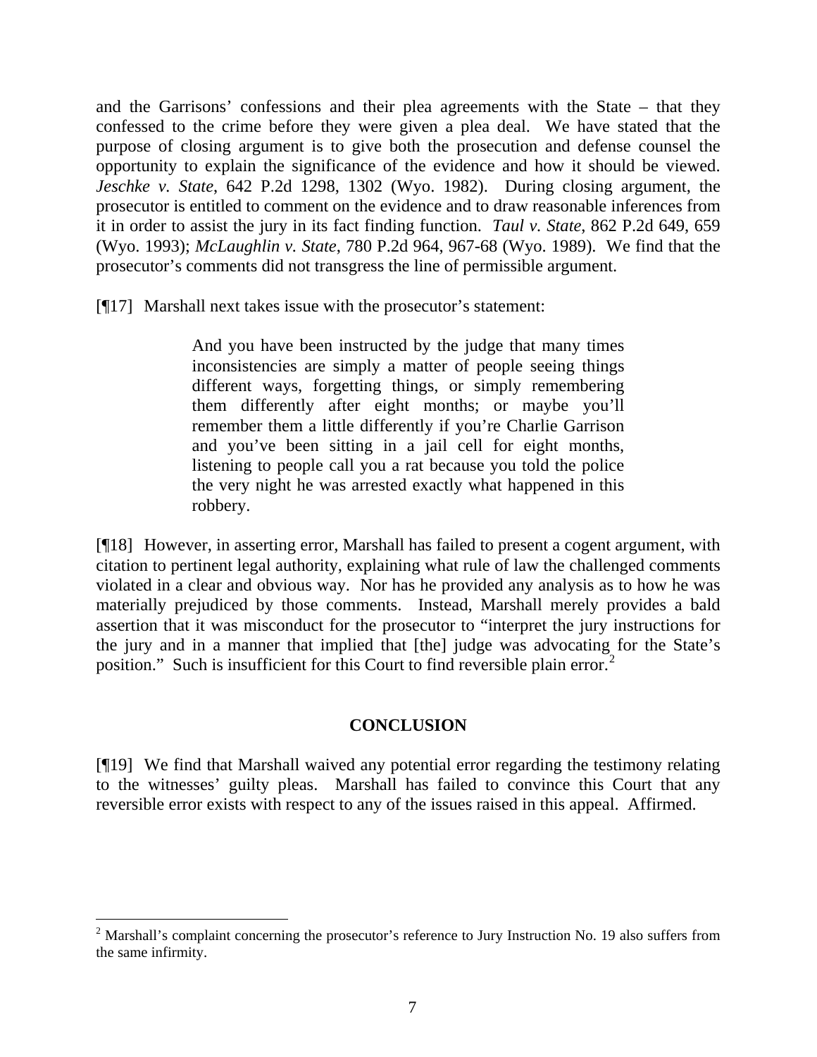and the Garrisons' confessions and their plea agreements with the State – that they confessed to the crime before they were given a plea deal. We have stated that the purpose of closing argument is to give both the prosecution and defense counsel the opportunity to explain the significance of the evidence and how it should be viewed. *Jeschke v. State*, 642 P.2d 1298, 1302 (Wyo. 1982). During closing argument, the prosecutor is entitled to comment on the evidence and to draw reasonable inferences from it in order to assist the jury in its fact finding function. *Taul v. State*, 862 P.2d 649, 659 (Wyo. 1993); *McLaughlin v. State*, 780 P.2d 964, 967-68 (Wyo. 1989). We find that the prosecutor's comments did not transgress the line of permissible argument.

[¶17] Marshall next takes issue with the prosecutor's statement:

> And you have been instructed by the judge that many times inconsistencies are simply a matter of people seeing things different ways, forgetting things, or simply remembering them differently after eight months; or maybe you'll remember them a little differently if you're Charlie Garrison and you've been sitting in a jail cell for eight months, listening to people call you a rat because you told the police the very night he was arrested exactly what happened in this robbery.

[¶18] However, in asserting error, Marshall has failed to present a cogent argument, with citation to pertinent legal authority, explaining what rule of law the challenged comments violated in a clear and obvious way. Nor has he provided any analysis as to how he was materially prejudiced by those comments. Instead, Marshall merely provides a bald assertion that it was misconduct for the prosecutor to "interpret the jury instructions for the jury and in a manner that implied that [the] judge was advocating for the State's position." Such is insufficient for this Court to find reversible plain error.[2]

## CONCLUSION

[¶19] We find that Marshall waived any potential error regarding the testimony relating to the witnesses' guilty pleas. Marshall has failed to convince this Court that any reversible error exists with respect to any of the issues raised in this appeal. Affirmed.

---

[2] Marshall's complaint concerning the prosecutor's reference to Jury Instruction No. 19 also suffers from the same infirmity.